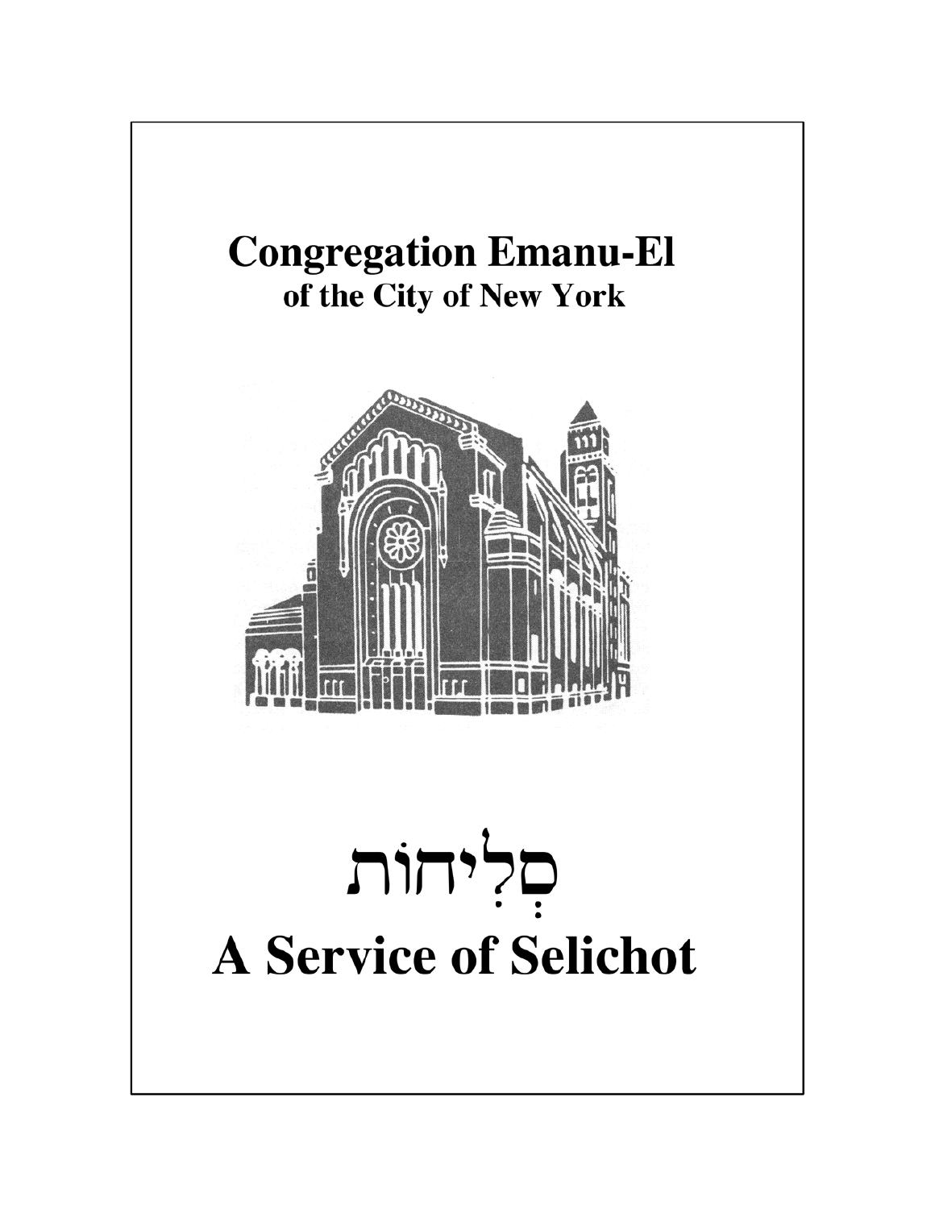# Congregation Emanu-El

## of the City of New York

# סְלִיחוֹת

# A Service of Selichot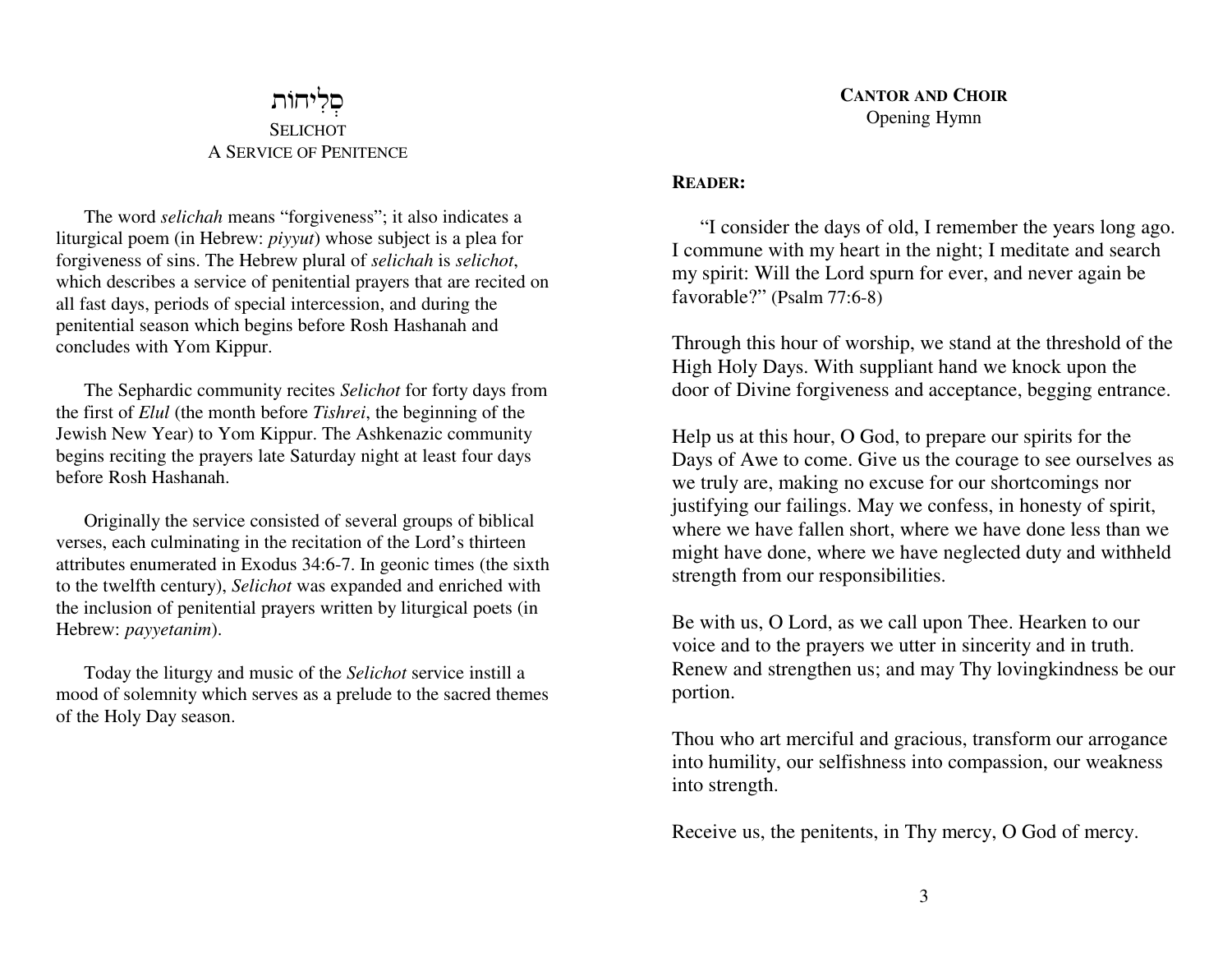# סְלִיחוֹת

## SELICHOT
## A SERVICE OF PENITENCE

The word *selichah* means "forgiveness"; it also indicates a liturgical poem (in Hebrew: *piyyut*) whose subject is a plea for forgiveness of sins. The Hebrew plural of *selichah* is *selichot*, which describes a service of penitential prayers that are recited on all fast days, periods of special intercession, and during the penitential season which begins before Rosh Hashanah and concludes with Yom Kippur.

The Sephardic community recites *Selichot* for forty days from the first of *Elul* (the month before *Tishrei*, the beginning of the Jewish New Year) to Yom Kippur. The Ashkenazic community begins reciting the prayers late Saturday night at least four days before Rosh Hashanah.

Originally the service consisted of several groups of biblical verses, each culminating in the recitation of the Lord's thirteen attributes enumerated in Exodus 34:6-7. In geonic times (the sixth to the twelfth century), *Selichot* was expanded and enriched with the inclusion of penitential prayers written by liturgical poets (in Hebrew: *payyetanim*).

Today the liturgy and music of the *Selichot* service instill a mood of solemnity which serves as a prelude to the sacred themes of the Holy Day season.

**CANTOR AND CHOIR**
Opening Hymn

**READER:**

"I consider the days of old, I remember the years long ago. I commune with my heart in the night; I meditate and search my spirit: Will the Lord spurn for ever, and never again be favorable?" (Psalm 77:6-8)

Through this hour of worship, we stand at the threshold of the High Holy Days. With suppliant hand we knock upon the door of Divine forgiveness and acceptance, begging entrance.

Help us at this hour, O God, to prepare our spirits for the Days of Awe to come. Give us the courage to see ourselves as we truly are, making no excuse for our shortcomings nor justifying our failings. May we confess, in honesty of spirit, where we have fallen short, where we have done less than we might have done, where we have neglected duty and withheld strength from our responsibilities.

Be with us, O Lord, as we call upon Thee. Hearken to our voice and to the prayers we utter in sincerity and in truth. Renew and strengthen us; and may Thy lovingkindness be our portion.

Thou who art merciful and gracious, transform our arrogance into humility, our selfishness into compassion, our weakness into strength.

Receive us, the penitents, in Thy mercy, O God of mercy.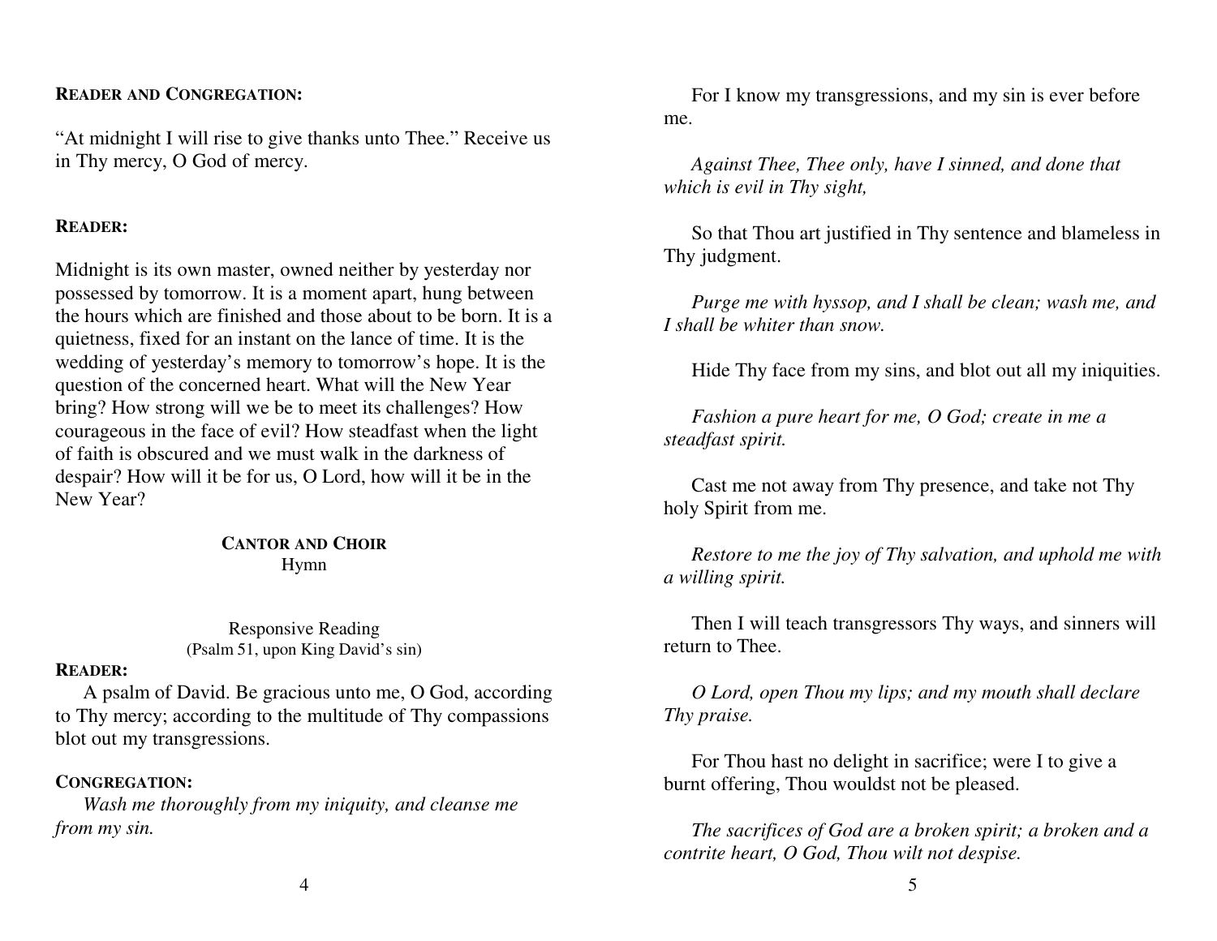**READER AND CONGREGATION:**

"At midnight I will rise to give thanks unto Thee." Receive us in Thy mercy, O God of mercy.

**READER:**

Midnight is its own master, owned neither by yesterday nor possessed by tomorrow. It is a moment apart, hung between the hours which are finished and those about to be born. It is a quietness, fixed for an instant on the lance of time. It is the wedding of yesterday's memory to tomorrow's hope. It is the question of the concerned heart. What will the New Year bring? How strong will we be to meet its challenges? How courageous in the face of evil? How steadfast when the light of faith is obscured and we must walk in the darkness of despair? How will it be for us, O Lord, how will it be in the New Year?

**CANTOR AND CHOIR**
Hymn

Responsive Reading
(Psalm 51, upon King David's sin)

**READER:**

A psalm of David. Be gracious unto me, O God, according to Thy mercy; according to the multitude of Thy compassions blot out my transgressions.

**CONGREGATION:**

*Wash me thoroughly from my iniquity, and cleanse me from my sin.*

For I know my transgressions, and my sin is ever before me.

*Against Thee, Thee only, have I sinned, and done that which is evil in Thy sight,*

So that Thou art justified in Thy sentence and blameless in Thy judgment.

*Purge me with hyssop, and I shall be clean; wash me, and I shall be whiter than snow.*

Hide Thy face from my sins, and blot out all my iniquities.

*Fashion a pure heart for me, O God; create in me a steadfast spirit.*

Cast me not away from Thy presence, and take not Thy holy Spirit from me.

*Restore to me the joy of Thy salvation, and uphold me with a willing spirit.*

Then I will teach transgressors Thy ways, and sinners will return to Thee.

*O Lord, open Thou my lips; and my mouth shall declare Thy praise.*

For Thou hast no delight in sacrifice; were I to give a burnt offering, Thou wouldst not be pleased.

*The sacrifices of God are a broken spirit; a broken and a contrite heart, O God, Thou wilt not despise.*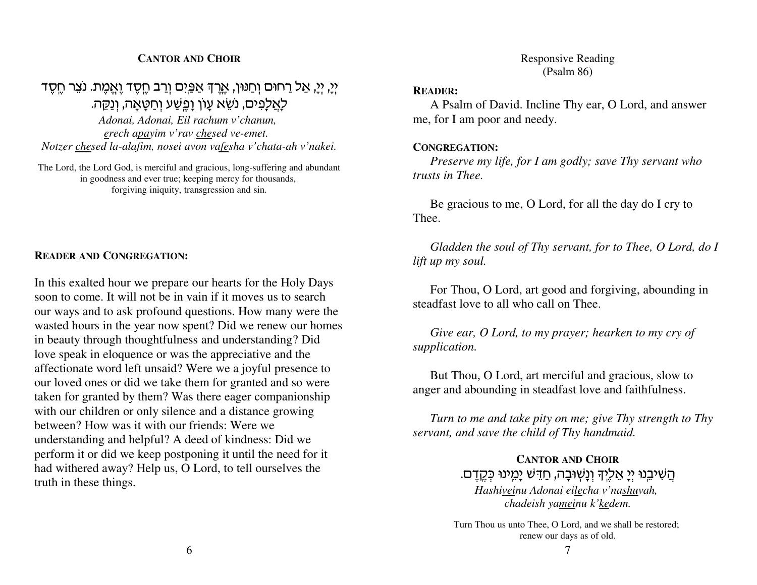**CANTOR AND CHOIR**

יְיָ, יְיָ, אֵל רַחוּם וְחַנּוּן, אֶרֶךְ אַפַּיִם וְרַב חֶסֶד וֶאֱמֶת. נֹצֵר חֶסֶד לָאֲלָפִים, נֹשֵׂא עָוֹן וָפֶשַׁע וְחַטָּאָה, וְנַקֵּה.

*Adonai, Adonai, Eil rachum v'chanun,*
*erech apayim v'rav chesed ve-emet.*
*Notzer chesed la-alafim, nosei avon vafesha v'chata-ah v'nakei.*

The Lord, the Lord God, is merciful and gracious, long-suffering and abundant in goodness and ever true; keeping mercy for thousands, forgiving iniquity, transgression and sin.

**READER AND CONGREGATION:**

In this exalted hour we prepare our hearts for the Holy Days soon to come. It will not be in vain if it moves us to search our ways and to ask profound questions. How many were the wasted hours in the year now spent? Did we renew our homes in beauty through thoughtfulness and understanding? Did love speak in eloquence or was the appreciative and the affectionate word left unsaid? Were we a joyful presence to our loved ones or did we take them for granted and so were taken for granted by them? Was there eager companionship with our children or only silence and a distance growing between? How was it with our friends: Were we understanding and helpful? A deed of kindness: Did we perform it or did we keep postponing it until the need for it had withered away? Help us, O Lord, to tell ourselves the truth in these things.

Responsive Reading
(Psalm 86)

**READER:**

A Psalm of David. Incline Thy ear, O Lord, and answer me, for I am poor and needy.

**CONGREGATION:**

*Preserve my life, for I am godly; save Thy servant who trusts in Thee.*

Be gracious to me, O Lord, for all the day do I cry to Thee.

*Gladden the soul of Thy servant, for to Thee, O Lord, do I lift up my soul.*

For Thou, O Lord, art good and forgiving, abounding in steadfast love to all who call on Thee.

*Give ear, O Lord, to my prayer; hearken to my cry of supplication.*

But Thou, O Lord, art merciful and gracious, slow to anger and abounding in steadfast love and faithfulness.

*Turn to me and take pity on me; give Thy strength to Thy servant, and save the child of Thy handmaid.*

**CANTOR AND CHOIR**

הֲשִׁיבֵנוּ יְיָ אֵלֶיךָ וְנָשׁוּבָה, חַדֵּשׁ יָמֵינוּ כְּקֶדֶם.

*Hashiveinu Adonai eilecha v'nashuvah,*
*chadeish yameinu k'kedem.*

Turn Thou us unto Thee, O Lord, and we shall be restored; renew our days as of old.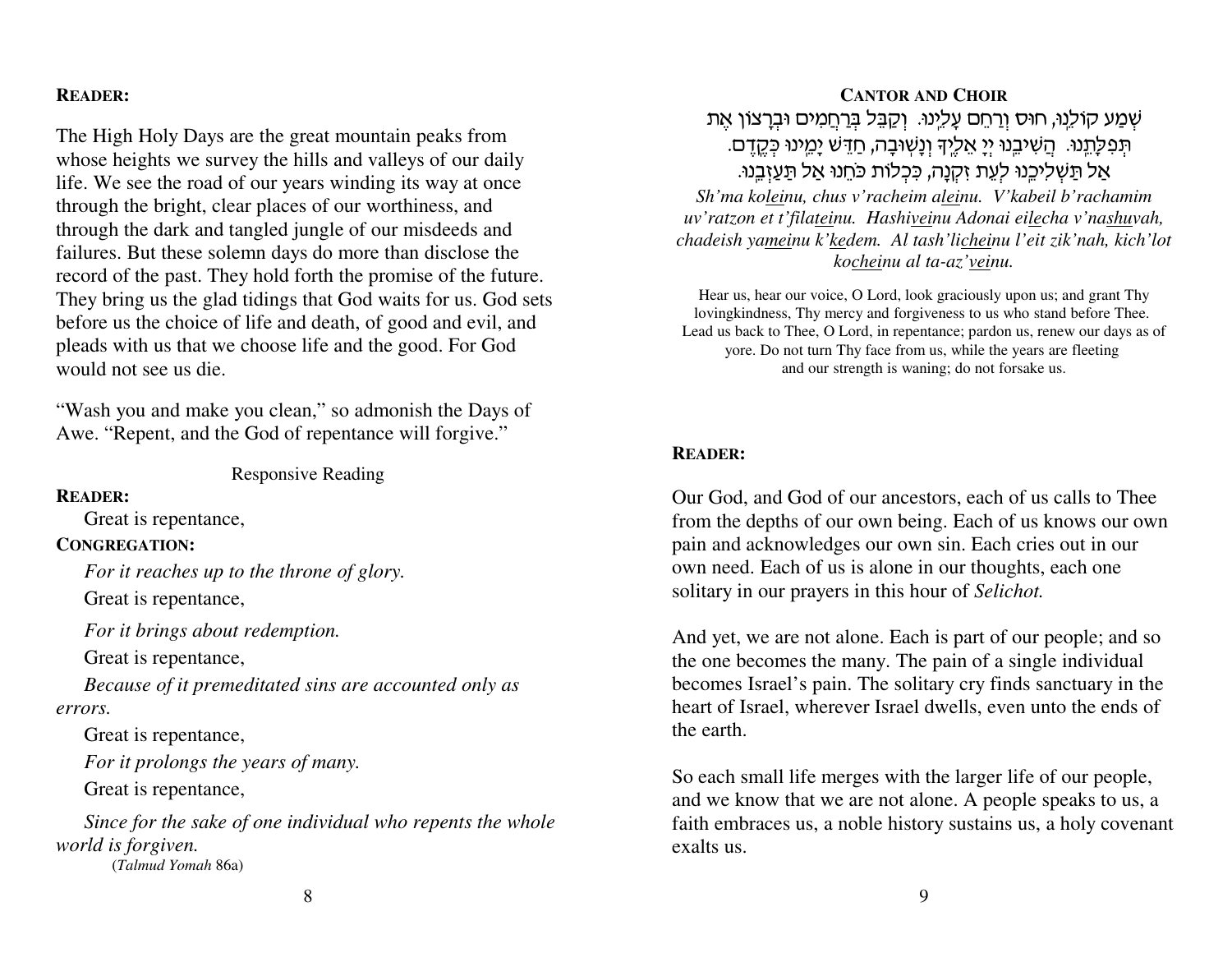**READER:**

The High Holy Days are the great mountain peaks from whose heights we survey the hills and valleys of our daily life. We see the road of our years winding its way at once through the bright, clear places of our worthiness, and through the dark and tangled jungle of our misdeeds and failures. But these solemn days do more than disclose the record of the past. They hold forth the promise of the future. They bring us the glad tidings that God waits for us. God sets before us the choice of life and death, of good and evil, and pleads with us that we choose life and the good. For God would not see us die.

"Wash you and make you clean," so admonish the Days of Awe. "Repent, and the God of repentance will forgive."

Responsive Reading

**READER:**

Great is repentance,

**CONGREGATION:**

*For it reaches up to the throne of glory.*

Great is repentance,

*For it brings about redemption.*

Great is repentance,

*Because of it premeditated sins are accounted only as errors.*

Great is repentance,

*For it prolongs the years of many.*

Great is repentance,

*Since for the sake of one individual who repents the whole world is forgiven.*

(*Talmud Yomah* 86a)

**CANTOR AND CHOIR**

שְׁמַע קוֹלֵנוּ, חוּס וְרַחֵם עָלֵינוּ. וְקַבֵּל בְּרַחֲמִים וּבְרָצוֹן אֶת תְּפִלָּתֵנוּ. הֲשִׁיבֵנוּ יְיָ אֵלֶיךָ וְנָשׁוּבָה, חַדֵּשׁ יָמֵינוּ כְּקֶדֶם. אַל תַּשְׁלִיכֵנוּ לְעֵת זִקְנָה, כִּכְלוֹת כֹּחֵנוּ אַל תַּעַזְבֵנוּ.

*Sh'ma ko<u>lei</u>nu, chus v'racheim a<u>lei</u>nu. V'kabeil b'rachamim uv'ratzon et t'fila<u>tei</u>nu. Hashi<u>vei</u>nu Adonai ei<u>le</u>cha v'na<u>shu</u>vah, chadeish ya<u>mei</u>nu k'<u>ke</u>dem. Al tash'li<u>chei</u>nu l'eit zik'nah, kich'lot ko<u>chei</u>nu al ta-az'<u>vei</u>nu.*

Hear us, hear our voice, O Lord, look graciously upon us; and grant Thy lovingkindness, Thy mercy and forgiveness to us who stand before Thee. Lead us back to Thee, O Lord, in repentance; pardon us, renew our days as of yore. Do not turn Thy face from us, while the years are fleeting and our strength is waning; do not forsake us.

**READER:**

Our God, and God of our ancestors, each of us calls to Thee from the depths of our own being. Each of us knows our own pain and acknowledges our own sin. Each cries out in our own need. Each of us is alone in our thoughts, each one solitary in our prayers in this hour of *Selichot.*

And yet, we are not alone. Each is part of our people; and so the one becomes the many. The pain of a single individual becomes Israel's pain. The solitary cry finds sanctuary in the heart of Israel, wherever Israel dwells, even unto the ends of the earth.

So each small life merges with the larger life of our people, and we know that we are not alone. A people speaks to us, a faith embraces us, a noble history sustains us, a holy covenant exalts us.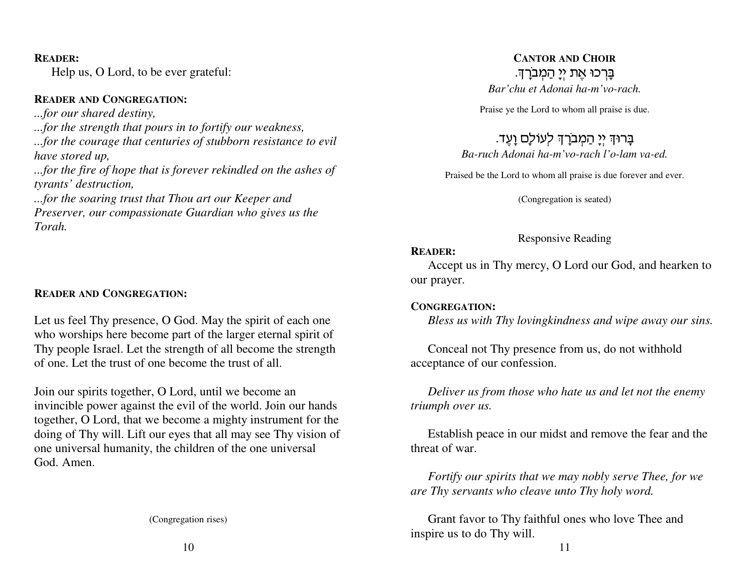**READER:**

Help us, O Lord, to be ever grateful:

**READER AND CONGREGATION:**

*...for our shared destiny,*
*...for the strength that pours in to fortify our weakness,*
*...for the courage that centuries of stubborn resistance to evil have stored up,*
*...for the fire of hope that is forever rekindled on the ashes of tyrants' destruction,*
*...for the soaring trust that Thou art our Keeper and Preserver, our compassionate Guardian who gives us the Torah.*

**READER AND CONGREGATION:**

Let us feel Thy presence, O God. May the spirit of each one who worships here become part of the larger eternal spirit of Thy people Israel. Let the strength of all become the strength of one. Let the trust of one become the trust of all.

Join our spirits together, O Lord, until we become an invincible power against the evil of the world. Join our hands together, O Lord, that we become a mighty instrument for the doing of Thy will. Lift our eyes that all may see Thy vision of one universal humanity, the children of the one universal God. Amen.

(Congregation rises)

**CANTOR AND CHOIR**

בָּרְכוּ אֶת יְיָ הַמְבֹרָךְ.

*Bar'chu et Adonai ha-m'vo-rach.*

Praise ye the Lord to whom all praise is due.

בָּרוּךְ יְיָ הַמְבֹרָךְ לְעוֹלָם וָעֶד.

*Ba-ruch Adonai ha-m'vo-rach l'o-lam va-ed.*

Praised be the Lord to whom all praise is due forever and ever.

(Congregation is seated)

Responsive Reading

**READER:**

Accept us in Thy mercy, O Lord our God, and hearken to our prayer.

**CONGREGATION:**

*Bless us with Thy lovingkindness and wipe away our sins.*

Conceal not Thy presence from us, do not withhold acceptance of our confession.

*Deliver us from those who hate us and let not the enemy triumph over us.*

Establish peace in our midst and remove the fear and the threat of war.

*Fortify our spirits that we may nobly serve Thee, for we are Thy servants who cleave unto Thy holy word.*

Grant favor to Thy faithful ones who love Thee and inspire us to do Thy will.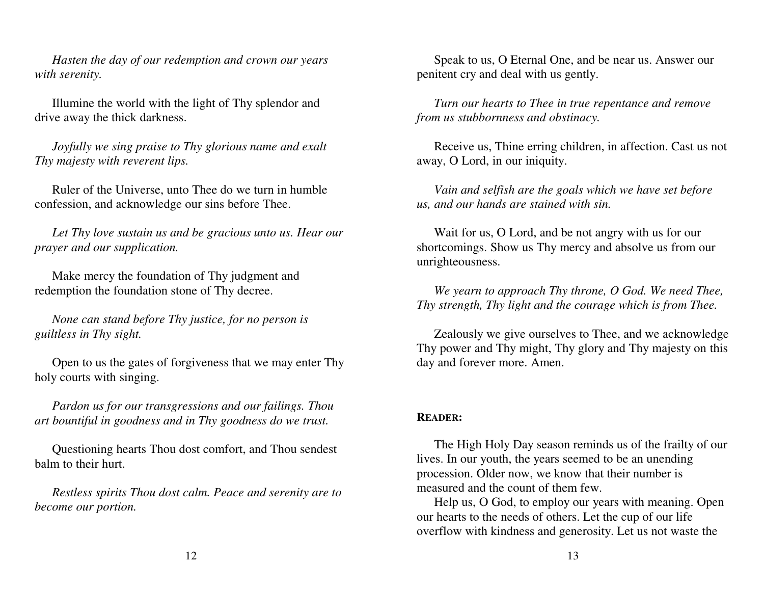*Hasten the day of our redemption and crown our years with serenity.*

Illumine the world with the light of Thy splendor and drive away the thick darkness.

*Joyfully we sing praise to Thy glorious name and exalt Thy majesty with reverent lips.*

Ruler of the Universe, unto Thee do we turn in humble confession, and acknowledge our sins before Thee.

*Let Thy love sustain us and be gracious unto us. Hear our prayer and our supplication.*

Make mercy the foundation of Thy judgment and redemption the foundation stone of Thy decree.

*None can stand before Thy justice, for no person is guiltless in Thy sight.*

Open to us the gates of forgiveness that we may enter Thy holy courts with singing.

*Pardon us for our transgressions and our failings. Thou art bountiful in goodness and in Thy goodness do we trust.*

Questioning hearts Thou dost comfort, and Thou sendest balm to their hurt.

*Restless spirits Thou dost calm. Peace and serenity are to become our portion.*

Speak to us, O Eternal One, and be near us. Answer our penitent cry and deal with us gently.

*Turn our hearts to Thee in true repentance and remove from us stubbornness and obstinacy.*

Receive us, Thine erring children, in affection. Cast us not away, O Lord, in our iniquity.

*Vain and selfish are the goals which we have set before us, and our hands are stained with sin.*

Wait for us, O Lord, and be not angry with us for our shortcomings. Show us Thy mercy and absolve us from our unrighteousness.

*We yearn to approach Thy throne, O God. We need Thee, Thy strength, Thy light and the courage which is from Thee.*

Zealously we give ourselves to Thee, and we acknowledge Thy power and Thy might, Thy glory and Thy majesty on this day and forever more. Amen.

**READER:**

The High Holy Day season reminds us of the frailty of our lives. In our youth, the years seemed to be an unending procession. Older now, we know that their number is measured and the count of them few.

Help us, O God, to employ our years with meaning. Open our hearts to the needs of others. Let the cup of our life overflow with kindness and generosity. Let us not waste the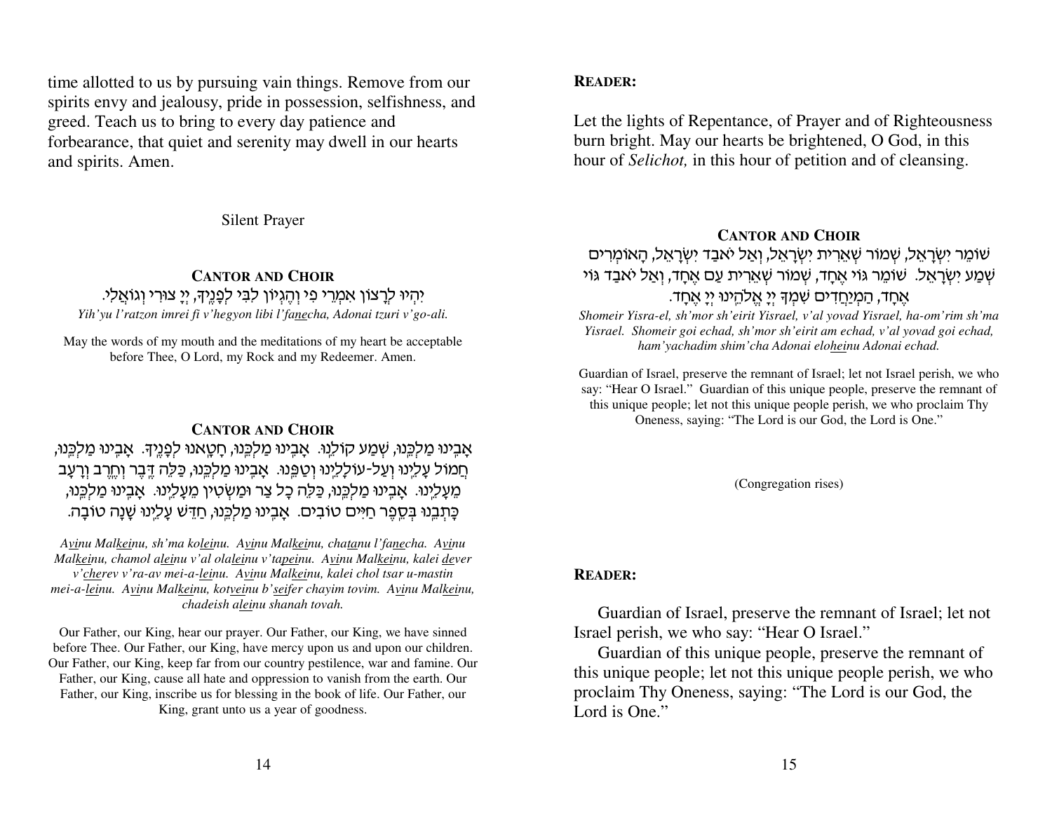time allotted to us by pursuing vain things. Remove from our spirits envy and jealousy, pride in possession, selfishness, and greed. Teach us to bring to every day patience and forbearance, that quiet and serenity may dwell in our hearts and spirits. Amen.

Silent Prayer

**CANTOR AND CHOIR**

יִהְיוּ לְרָצוֹן אִמְרֵי פִי וְהֶגְיוֹן לִבִּי לְפָנֶיךָ, יְיָ צוּרִי וְגוֹאֲלִי.

*Yih'yu l'ratzon imrei fi v'hegyon libi l'fa<u>ne</u>cha, Adonai tzuri v'go-ali.*

May the words of my mouth and the meditations of my heart be acceptable before Thee, O Lord, my Rock and my Redeemer. Amen.

**CANTOR AND CHOIR**

אָבִינוּ מַלְכֵּנוּ, שְׁמַע קוֹלֵנוּ. אָבִינוּ מַלְכֵּנוּ, חָטָאנוּ לְפָנֶיךָ. אָבִינוּ מַלְכֵּנוּ, חֲמוֹל עָלֵינוּ וְעַל-עוֹלָלֵינוּ וְטַפֵּנוּ. אָבִינוּ מַלְכֵּנוּ, כַּלֵּה דֶּבֶר וְחֶרֶב וְרָעָב מֵעָלֵינוּ. אָבִינוּ מַלְכֵּנוּ, כַּלֵּה כָל צַר וּמַשְׂטִין מֵעָלֵינוּ. אָבִינוּ מַלְכֵּנוּ, כָּתְבֵנוּ בְּסֵפֶר חַיִּים טוֹבִים. אָבִינוּ מַלְכֵּנוּ, חַדֵּשׁ עָלֵינוּ שָׁנָה טוֹבָה.

*A<u>vi</u>nu Mal<u>kei</u>nu, sh'ma ko<u>lei</u>nu. A<u>vi</u>nu Mal<u>kei</u>nu, cha<u>ta</u>nu l'fa<u>ne</u>cha. A<u>vi</u>nu Mal<u>kei</u>nu, chamol a<u>lei</u>nu v'al ola<u>lei</u>nu v'ta<u>pei</u>nu. A<u>vi</u>nu Mal<u>kei</u>nu, kalei <u>de</u>ver v'<u>che</u>rev v'ra-av mei-a-<u>lei</u>nu. A<u>vi</u>nu Mal<u>kei</u>nu, kalei chol tsar u-mastin mei-a-<u>lei</u>nu. A<u>vi</u>nu Mal<u>kei</u>nu, kot<u>vei</u>nu b'<u>sei</u>fer chayim tovim. A<u>vi</u>nu Mal<u>kei</u>nu, chadeish a<u>lei</u>nu shanah tovah.*

Our Father, our King, hear our prayer. Our Father, our King, we have sinned before Thee. Our Father, our King, have mercy upon us and upon our children. Our Father, our King, keep far from our country pestilence, war and famine. Our Father, our King, cause all hate and oppression to vanish from the earth. Our Father, our King, inscribe us for blessing in the book of life. Our Father, our King, grant unto us a year of goodness.

**READER:**

Let the lights of Repentance, of Prayer and of Righteousness burn bright. May our hearts be brightened, O God, in this hour of *Selichot,* in this hour of petition and of cleansing.

**CANTOR AND CHOIR**

שׁוֹמֵר יִשְׂרָאֵל, שְׁמוֹר שְׁאֵרִית יִשְׂרָאֵל, וְאַל יֹאבַד יִשְׂרָאֵל, הָאוֹמְרִים שְׁמַע יִשְׂרָאֵל. שׁוֹמֵר גּוֹי אֶחָד, שְׁמוֹר שְׁאֵרִית עַם אֶחָד, וְאַל יֹאבַד גּוֹי אֶחָד, הַמְיַחֲדִים שִׁמְךָ יְיָ אֱלֹהֵינוּ יְיָ אֶחָד.

*Shomeir Yisra-el, sh'mor sh'eirit Yisrael, v'al yovad Yisrael, ha-om'rim sh'ma Yisrael. Shomeir goi echad, sh'mor sh'eirit am echad, v'al yovad goi echad, ham'yachadim shim'cha Adonai elo<u>hei</u>nu Adonai echad.*

Guardian of Israel, preserve the remnant of Israel; let not Israel perish, we who say: "Hear O Israel." Guardian of this unique people, preserve the remnant of this unique people; let not this unique people perish, we who proclaim Thy Oneness, saying: "The Lord is our God, the Lord is One."

(Congregation rises)

**READER:**

Guardian of Israel, preserve the remnant of Israel; let not Israel perish, we who say: "Hear O Israel."

Guardian of this unique people, preserve the remnant of this unique people; let not this unique people perish, we who proclaim Thy Oneness, saying: "The Lord is our God, the Lord is One."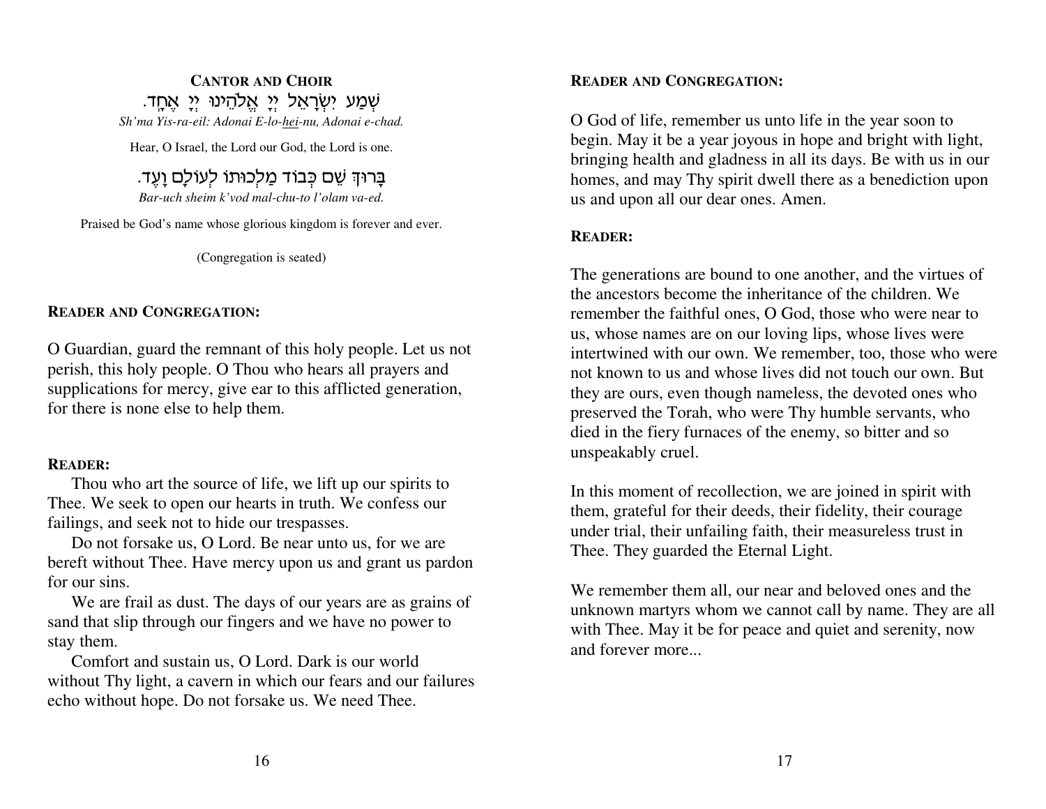**CANTOR AND CHOIR**

שְׁמַע יִשְׂרָאֵל יְיָ אֱלֹהֵינוּ יְיָ אֶחָד.

*Sh'ma Yis-ra-eil: Adonai E-lo-hei-nu, Adonai e-chad.*

Hear, O Israel, the Lord our God, the Lord is one.

בָּרוּךְ שֵׁם כְּבוֹד מַלְכוּתוֹ לְעוֹלָם וָעֶד.

*Bar-uch sheim k'vod mal-chu-to l'olam va-ed.*

Praised be God's name whose glorious kingdom is forever and ever.

(Congregation is seated)

**READER AND CONGREGATION:**

O Guardian, guard the remnant of this holy people. Let us not perish, this holy people. O Thou who hears all prayers and supplications for mercy, give ear to this afflicted generation, for there is none else to help them.

**READER:**

Thou who art the source of life, we lift up our spirits to Thee. We seek to open our hearts in truth. We confess our failings, and seek not to hide our trespasses.

Do not forsake us, O Lord. Be near unto us, for we are bereft without Thee. Have mercy upon us and grant us pardon for our sins.

We are frail as dust. The days of our years are as grains of sand that slip through our fingers and we have no power to stay them.

Comfort and sustain us, O Lord. Dark is our world without Thy light, a cavern in which our fears and our failures echo without hope. Do not forsake us. We need Thee.

**READER AND CONGREGATION:**

O God of life, remember us unto life in the year soon to begin. May it be a year joyous in hope and bright with light, bringing health and gladness in all its days. Be with us in our homes, and may Thy spirit dwell there as a benediction upon us and upon all our dear ones. Amen.

**READER:**

The generations are bound to one another, and the virtues of the ancestors become the inheritance of the children. We remember the faithful ones, O God, those who were near to us, whose names are on our loving lips, whose lives were intertwined with our own. We remember, too, those who were not known to us and whose lives did not touch our own. But they are ours, even though nameless, the devoted ones who preserved the Torah, who were Thy humble servants, who died in the fiery furnaces of the enemy, so bitter and so unspeakably cruel.

In this moment of recollection, we are joined in spirit with them, grateful for their deeds, their fidelity, their courage under trial, their unfailing faith, their measureless trust in Thee. They guarded the Eternal Light.

We remember them all, our near and beloved ones and the unknown martyrs whom we cannot call by name. They are all with Thee. May it be for peace and quiet and serenity, now and forever more...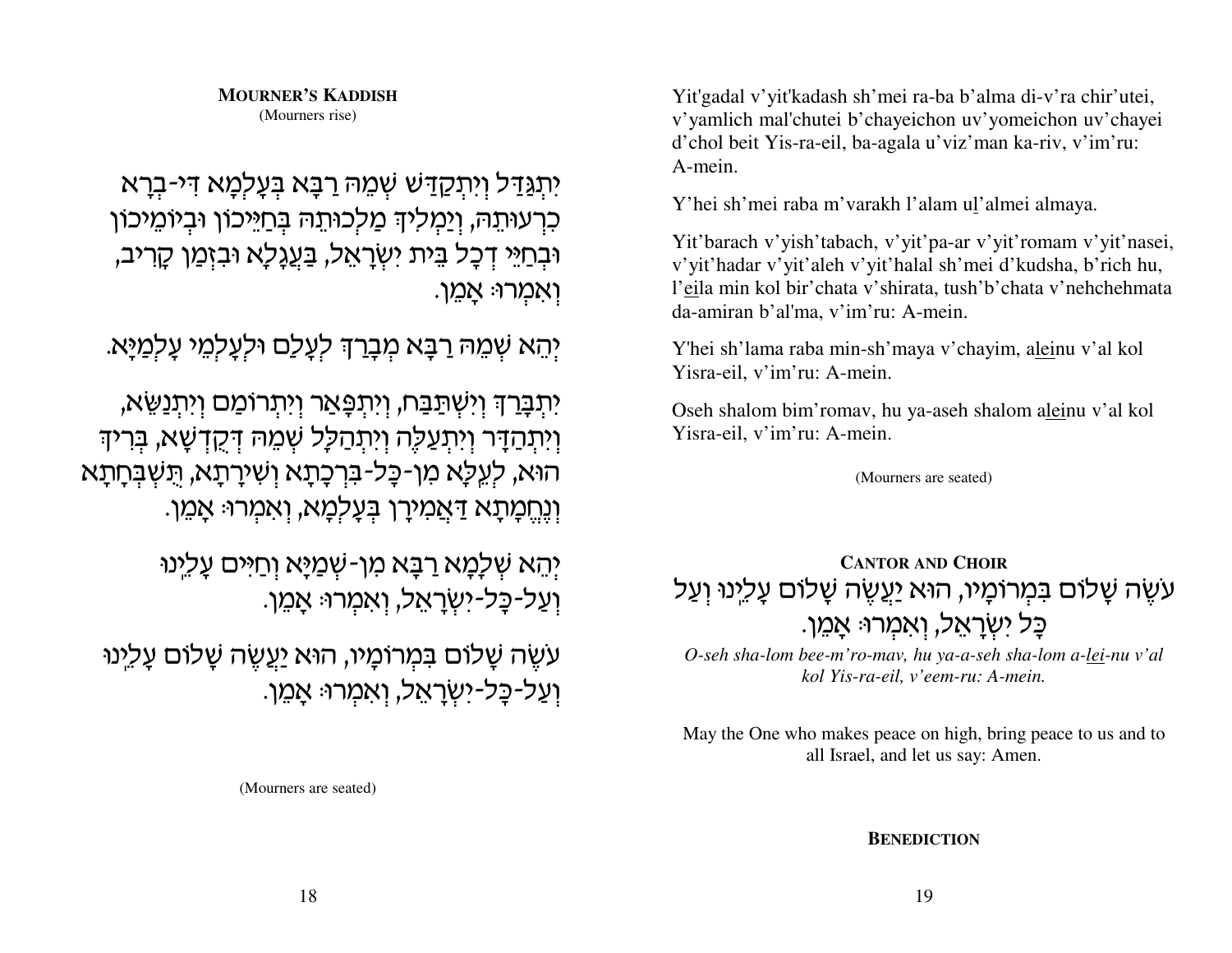**MOURNER'S KADDISH**

(Mourners rise)

יִתְגַּדַּל וְיִתְקַדַּשׁ שְׁמֵהּ רַבָּא בְּעָלְמָא דִּי-בְרָא כִרְעוּתֵהּ, וְיַמְלִיךְ מַלְכוּתֵהּ בְּחַיֵּיכוֹן וּבְיוֹמֵיכוֹן וּבְחַיֵּי דְכָל בֵּית יִשְׂרָאֵל, בַּעֲגָלָא וּבִזְמַן קָרִיב, וְאִמְרוּ: אָמֵן.

יְהֵא שְׁמֵהּ רַבָּא מְבָרַךְ לְעָלַם וּלְעָלְמֵי עָלְמַיָּא.

יִתְבָּרַךְ וְיִשְׁתַּבַּח, וְיִתְפָּאַר וְיִתְרוֹמַם וְיִתְנַשֵּׂא, וְיִתְהַדָּר וְיִתְעַלֶּה וְיִתְהַלָּל שְׁמֵהּ דְּקֻדְשָׁא, בְּרִיךְ הוּא, לְעֵלָּא מִן-כָּל-בִּרְכָתָא וְשִׁירָתָא, תֻּשְׁבְּחָתָא וְנֶחֱמָתָא דַּאֲמִירָן בְּעָלְמָא, וְאִמְרוּ: אָמֵן.

יְהֵא שְׁלָמָא רַבָּא מִן-שְׁמַיָּא וְחַיִּים עָלֵינוּ וְעַל-כָּל-יִשְׂרָאֵל, וְאִמְרוּ: אָמֵן.

עֹשֶׂה שָׁלוֹם בִּמְרוֹמָיו, הוּא יַעֲשֶׂה שָׁלוֹם עָלֵינוּ וְעַל-כָּל-יִשְׂרָאֵל, וְאִמְרוּ: אָמֵן.

(Mourners are seated)

Yit'gadal v'yit'kadash sh'mei ra-ba b'alma di-v'ra chir'utei, v'yamlich mal'chutei b'chayeichon uv'yomeichon uv'chayei d'chol beit Yis-ra-eil, ba-agala u'viz'man ka-riv, v'im'ru: A-mein.

Y'hei sh'mei raba m'varakh l'alam ul'almei almaya.

Yit'barach v'yish'tabach, v'yit'pa-ar v'yit'romam v'yit'nasei, v'yit'hadar v'yit'aleh v'yit'halal sh'mei d'kudsha, b'rich hu, l'eila min kol bir'chata v'shirata, tush'b'chata v'nehchehmata da-amiran b'al'ma, v'im'ru: A-mein.

Y'hei sh'lama raba min-sh'maya v'chayim, aleinu v'al kol Yisra-eil, v'im'ru: A-mein.

Oseh shalom bim'romav, hu ya-aseh shalom aleinu v'al kol Yisra-eil, v'im'ru: A-mein.

(Mourners are seated)

**CANTOR AND CHOIR**

עֹשֶׂה שָׁלוֹם בִּמְרוֹמָיו, הוּא יַעֲשֶׂה שָׁלוֹם עָלֵינוּ וְעַל כָּל יִשְׂרָאֵל, וְאִמְרוּ: אָמֵן.

*O-seh sha-lom bee-m'ro-mav, hu ya-a-seh sha-lom a-lei-nu v'al kol Yis-ra-eil, v'eem-ru: A-mein.*

May the One who makes peace on high, bring peace to us and to all Israel, and let us say: Amen.

**BENEDICTION**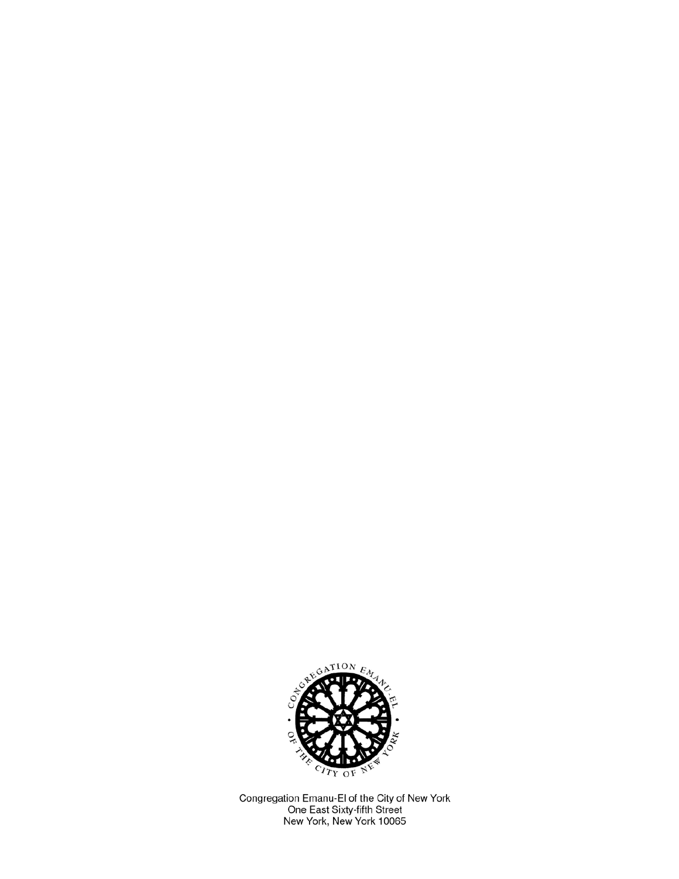Congregation Emanu-El of the City of New York
One East Sixty-fifth Street
New York, New York 10065